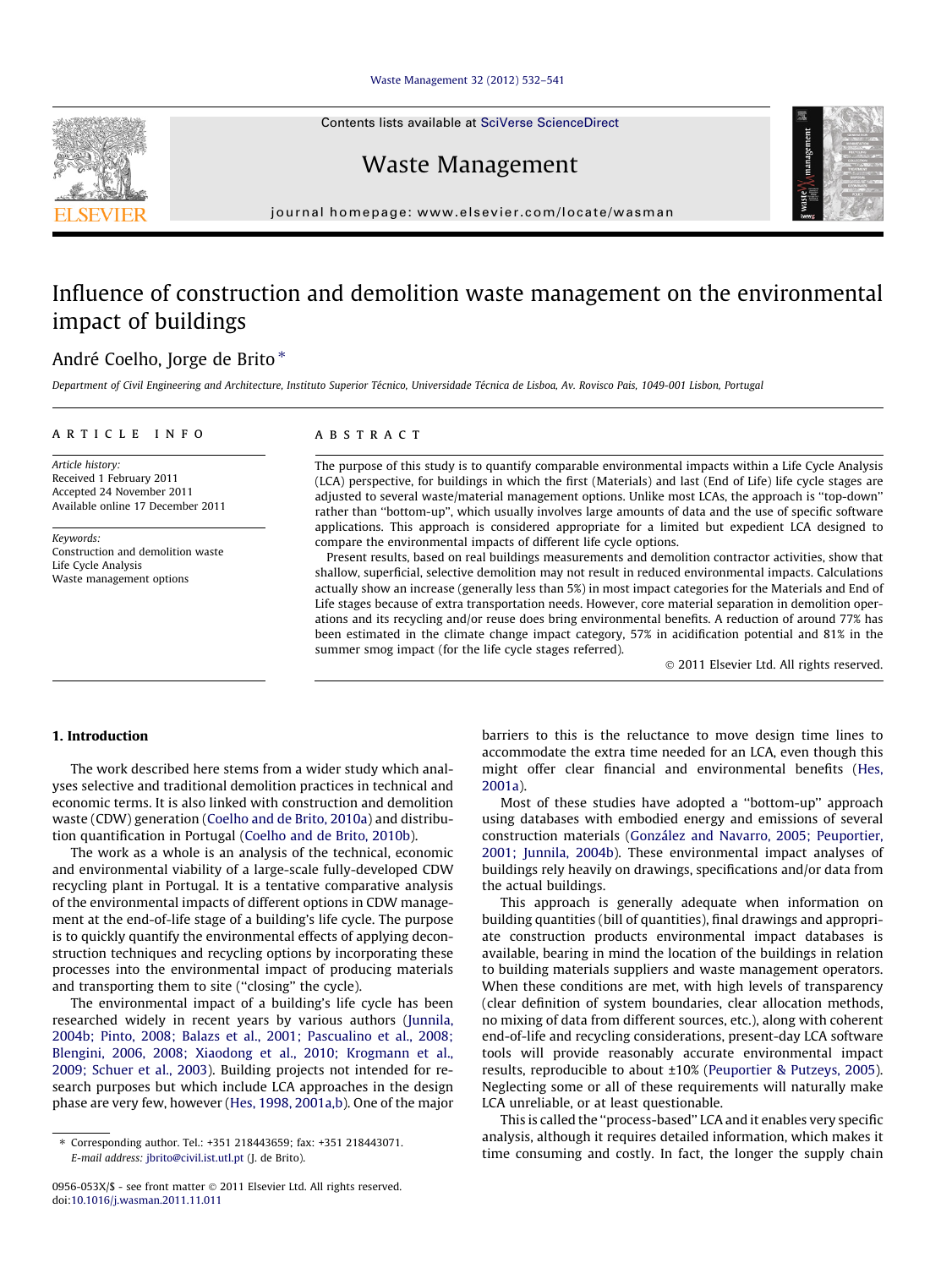# Influence of construction and demolition waste management on the environmental impact of buildings

André Coelho, Jorge de Brito *

*Department of Civil Engineering and Architecture, Instituto Superior Técnico, Universidade Técnica de Lisboa, Av. Rovisco Pais, 1049-001 Lisbon, Portugal*

## ARTICLE INFO

*Article history:*
Received 1 February 2011
Accepted 24 November 2011
Available online 17 December 2011

*Keywords:*
Construction and demolition waste
Life Cycle Analysis
Waste management options

## ABSTRACT

The purpose of this study is to quantify comparable environmental impacts within a Life Cycle Analysis (LCA) perspective, for buildings in which the first (Materials) and last (End of Life) life cycle stages are adjusted to several waste/material management options. Unlike most LCAs, the approach is "top-down" rather than "bottom-up", which usually involves large amounts of data and the use of specific software applications. This approach is considered appropriate for a limited but expedient LCA designed to compare the environmental impacts of different life cycle options.

Present results, based on real buildings measurements and demolition contractor activities, show that shallow, superficial, selective demolition may not result in reduced environmental impacts. Calculations actually show an increase (generally less than 5%) in most impact categories for the Materials and End of Life stages because of extra transportation needs. However, core material separation in demolition operations and its recycling and/or reuse does bring environmental benefits. A reduction of around 77% has been estimated in the climate change impact category, 57% in acidification potential and 81% in the summer smog impact (for the life cycle stages referred).

© 2011 Elsevier Ltd. All rights reserved.

## 1. Introduction

The work described here stems from a wider study which analyses selective and traditional demolition practices in technical and economic terms. It is also linked with construction and demolition waste (CDW) generation (Coelho and de Brito, 2010a) and distribution quantification in Portugal (Coelho and de Brito, 2010b).

The work as a whole is an analysis of the technical, economic and environmental viability of a large-scale fully-developed CDW recycling plant in Portugal. It is a tentative comparative analysis of the environmental impacts of different options in CDW management at the end-of-life stage of a building's life cycle. The purpose is to quickly quantify the environmental effects of applying deconstruction techniques and recycling options by incorporating these processes into the environmental impact of producing materials and transporting them to site ("closing" the cycle).

The environmental impact of a building's life cycle has been researched widely in recent years by various authors (Junnila, 2004b; Pinto, 2008; Balazs et al., 2001; Pascualino et al., 2008; Blengini, 2006, 2008; Xiaodong et al., 2010; Krogmann et al., 2009; Schuer et al., 2003). Building projects not intended for research purposes but which include LCA approaches in the design phase are very few, however (Hes, 1998, 2001a,b). One of the major barriers to this is the reluctance to move design time lines to accommodate the extra time needed for an LCA, even though this might offer clear financial and environmental benefits (Hes, 2001a).

Most of these studies have adopted a "bottom-up" approach using databases with embodied energy and emissions of several construction materials (González and Navarro, 2005; Peuportier, 2001; Junnila, 2004b). These environmental impact analyses of buildings rely heavily on drawings, specifications and/or data from the actual buildings.

This approach is generally adequate when information on building quantities (bill of quantities), final drawings and appropriate construction products environmental impact databases is available, bearing in mind the location of the buildings in relation to building materials suppliers and waste management operators. When these conditions are met, with high levels of transparency (clear definition of system boundaries, clear allocation methods, no mixing of data from different sources, etc.), along with coherent end-of-life and recycling considerations, present-day LCA software tools will provide reasonably accurate environmental impact results, reproducible to about ±10% (Peuportier & Putzeys, 2005). Neglecting some or all of these requirements will naturally make LCA unreliable, or at least questionable.

This is called the "process-based" LCA and it enables very specific analysis, although it requires detailed information, which makes it time consuming and costly. In fact, the longer the supply chain

* Corresponding author. Tel.: +351 218443659; fax: +351 218443071.
*E-mail address:* jbrito@civil.ist.utl.pt (J. de Brito).

0956-053X/$ - see front matter © 2011 Elsevier Ltd. All rights reserved.
doi:10.1016/j.wasman.2011.11.011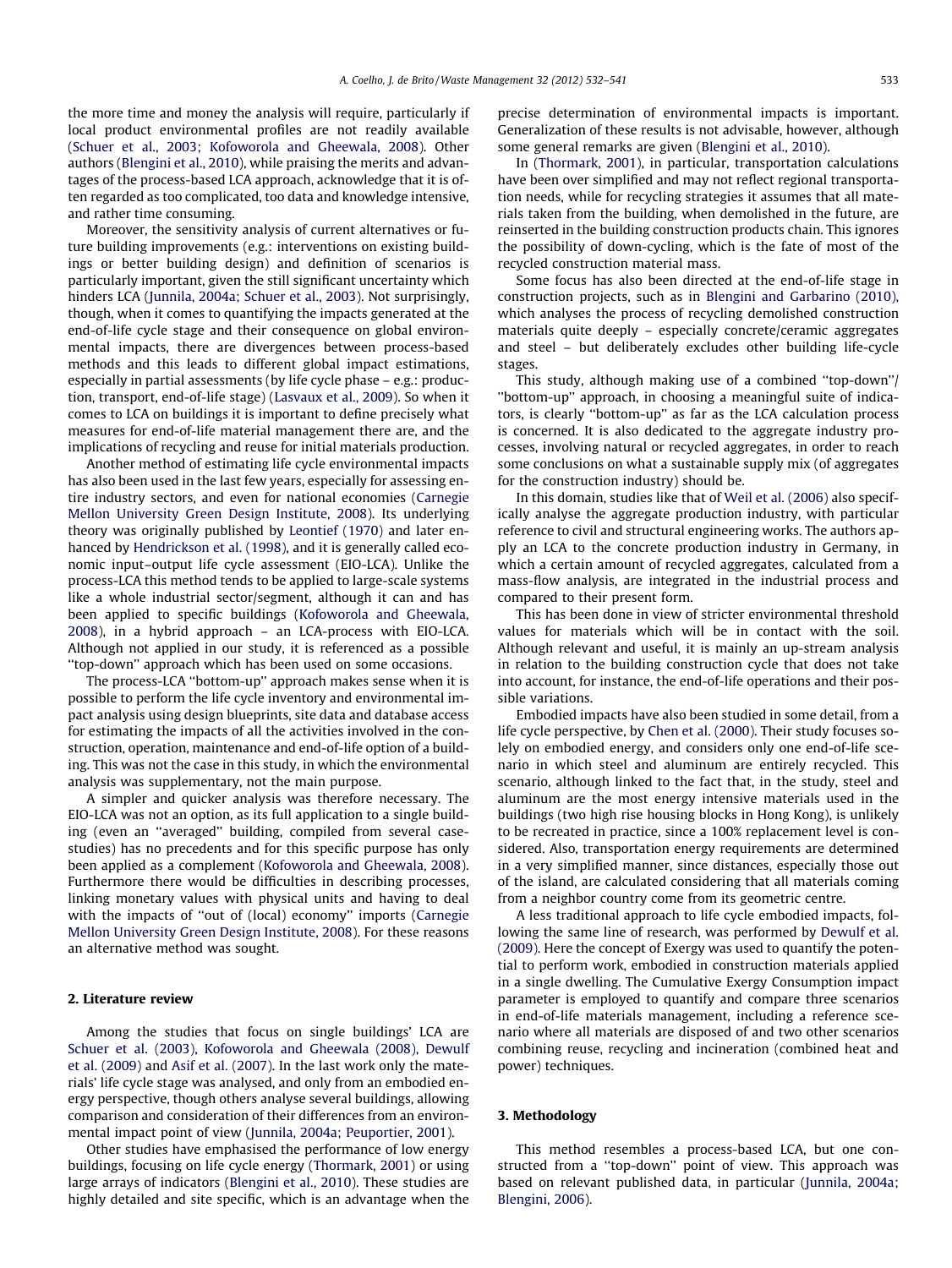the more time and money the analysis will require, particularly if local product environmental profiles are not readily available (Schuer et al., 2003; Kofoworola and Gheewala, 2008). Other authors (Blengini et al., 2010), while praising the merits and advantages of the process-based LCA approach, acknowledge that it is often regarded as too complicated, too data and knowledge intensive, and rather time consuming.

Moreover, the sensitivity analysis of current alternatives or future building improvements (e.g.: interventions on existing buildings or better building design) and definition of scenarios is particularly important, given the still significant uncertainty which hinders LCA (Junnila, 2004a; Schuer et al., 2003). Not surprisingly, though, when it comes to quantifying the impacts generated at the end-of-life cycle stage and their consequence on global environmental impacts, there are divergences between process-based methods and this leads to different global impact estimations, especially in partial assessments (by life cycle phase – e.g.: production, transport, end-of-life stage) (Lasvaux et al., 2009). So when it comes to LCA on buildings it is important to define precisely what measures for end-of-life material management there are, and the implications of recycling and reuse for initial materials production.

Another method of estimating life cycle environmental impacts has also been used in the last few years, especially for assessing entire industry sectors, and even for national economies (Carnegie Mellon University Green Design Institute, 2008). Its underlying theory was originally published by Leontief (1970) and later enhanced by Hendrickson et al. (1998), and it is generally called economic input–output life cycle assessment (EIO-LCA). Unlike the process-LCA this method tends to be applied to large-scale systems like a whole industrial sector/segment, although it can and has been applied to specific buildings (Kofoworola and Gheewala, 2008), in a hybrid approach – an LCA-process with EIO-LCA. Although not applied in our study, it is referenced as a possible "top-down" approach which has been used on some occasions.

The process-LCA "bottom-up" approach makes sense when it is possible to perform the life cycle inventory and environmental impact analysis using design blueprints, site data and database access for estimating the impacts of all the activities involved in the construction, operation, maintenance and end-of-life option of a building. This was not the case in this study, in which the environmental analysis was supplementary, not the main purpose.

A simpler and quicker analysis was therefore necessary. The EIO-LCA was not an option, as its full application to a single building (even an "averaged" building, compiled from several case-studies) has no precedents and for this specific purpose has only been applied as a complement (Kofoworola and Gheewala, 2008). Furthermore there would be difficulties in describing processes, linking monetary values with physical units and having to deal with the impacts of "out of (local) economy" imports (Carnegie Mellon University Green Design Institute, 2008). For these reasons an alternative method was sought.

## 2. Literature review

Among the studies that focus on single buildings' LCA are Schuer et al. (2003), Kofoworola and Gheewala (2008), Dewulf et al. (2009) and Asif et al. (2007). In the last work only the materials' life cycle stage was analysed, and only from an embodied energy perspective, though others analyse several buildings, allowing comparison and consideration of their differences from an environmental impact point of view (Junnila, 2004a; Peuportier, 2001).

Other studies have emphasised the performance of low energy buildings, focusing on life cycle energy (Thormark, 2001) or using large arrays of indicators (Blengini et al., 2010). These studies are highly detailed and site specific, which is an advantage when the precise determination of environmental impacts is important. Generalization of these results is not advisable, however, although some general remarks are given (Blengini et al., 2010).

In (Thormark, 2001), in particular, transportation calculations have been over simplified and may not reflect regional transportation needs, while for recycling strategies it assumes that all materials taken from the building, when demolished in the future, are reinserted in the building construction products chain. This ignores the possibility of down-cycling, which is the fate of most of the recycled construction material mass.

Some focus has also been directed at the end-of-life stage in construction projects, such as in Blengini and Garbarino (2010), which analyses the process of recycling demolished construction materials quite deeply – especially concrete/ceramic aggregates and steel – but deliberately excludes other building life-cycle stages.

This study, although making use of a combined "top-down"/"bottom-up" approach, in choosing a meaningful suite of indicators, is clearly "bottom-up" as far as the LCA calculation process is concerned. It is also dedicated to the aggregate industry processes, involving natural or recycled aggregates, in order to reach some conclusions on what a sustainable supply mix (of aggregates for the construction industry) should be.

In this domain, studies like that of Weil et al. (2006) also specifically analyse the aggregate production industry, with particular reference to civil and structural engineering works. The authors apply an LCA to the concrete production industry in Germany, in which a certain amount of recycled aggregates, calculated from a mass-flow analysis, are integrated in the industrial process and compared to their present form.

This has been done in view of stricter environmental threshold values for materials which will be in contact with the soil. Although relevant and useful, it is mainly an up-stream analysis in relation to the building construction cycle that does not take into account, for instance, the end-of-life operations and their possible variations.

Embodied impacts have also been studied in some detail, from a life cycle perspective, by Chen et al. (2000). Their study focuses solely on embodied energy, and considers only one end-of-life scenario in which steel and aluminum are entirely recycled. This scenario, although linked to the fact that, in the study, steel and aluminum are the most energy intensive materials used in the buildings (two high rise housing blocks in Hong Kong), is unlikely to be recreated in practice, since a 100% replacement level is considered. Also, transportation energy requirements are determined in a very simplified manner, since distances, especially those out of the island, are calculated considering that all materials coming from a neighbor country come from its geometric centre.

A less traditional approach to life cycle embodied impacts, following the same line of research, was performed by Dewulf et al. (2009). Here the concept of Exergy was used to quantify the potential to perform work, embodied in construction materials applied in a single dwelling. The Cumulative Exergy Consumption impact parameter is employed to quantify and compare three scenarios in end-of-life materials management, including a reference scenario where all materials are disposed of and two other scenarios combining reuse, recycling and incineration (combined heat and power) techniques.

## 3. Methodology

This method resembles a process-based LCA, but one constructed from a "top-down" point of view. This approach was based on relevant published data, in particular (Junnila, 2004a; Blengini, 2006).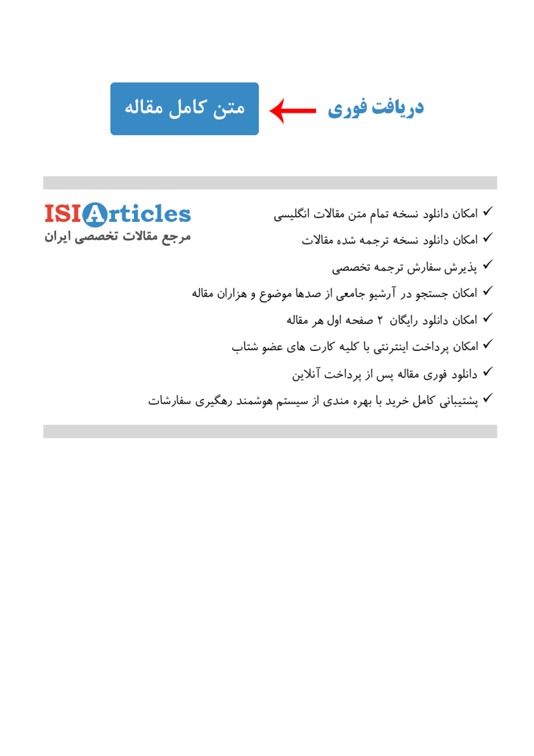دریافت فوری ← **متن کامل مقاله**

**ISIArticles**
مرجع مقالات تخصصی ایران

- ✓ امکان دانلود نسخه تمام متن مقالات انگلیسی
- ✓ امکان دانلود نسخه ترجمه شده مقالات
- ✓ پذیرش سفارش ترجمه تخصصی
- ✓ امکان جستجو در آرشیو جامعی از صدها موضوع و هزاران مقاله
- ✓ امکان دانلود رایگان ۲ صفحه اول هر مقاله
- ✓ امکان پرداخت اینترنتی با کلیه کارت های عضو شتاب
- ✓ دانلود فوری مقاله پس از پرداخت آنلاین
- ✓ پشتیبانی کامل خرید با بهره مندی از سیستم هوشمند رهگیری سفارشات